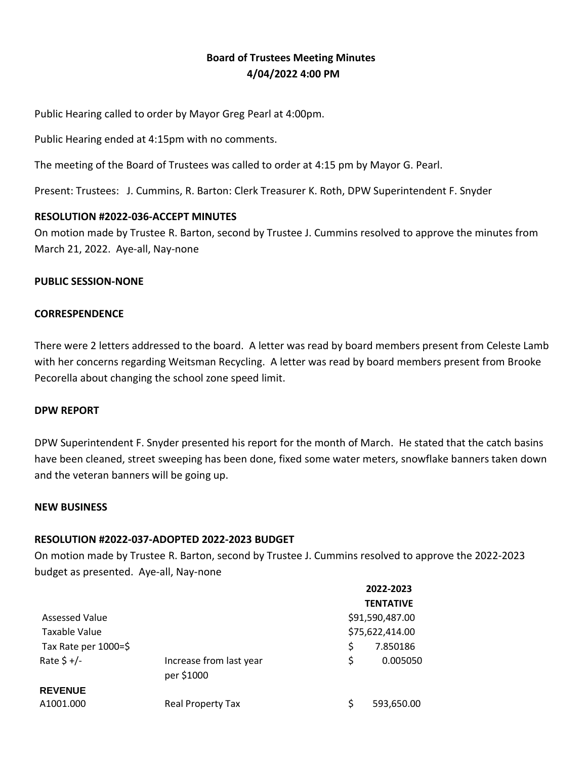**Board of Trustees Meeting Minutes**
**4/04/2022 4:00 PM**

Public Hearing called to order by Mayor Greg Pearl at 4:00pm.

Public Hearing ended at 4:15pm with no comments.

The meeting of the Board of Trustees was called to order at 4:15 pm by Mayor G. Pearl.

Present: Trustees: J. Cummins, R. Barton: Clerk Treasurer K. Roth, DPW Superintendent F. Snyder

**RESOLUTION #2022-036-ACCEPT MINUTES**

On motion made by Trustee R. Barton, second by Trustee J. Cummins resolved to approve the minutes from March 21, 2022. Aye-all, Nay-none

**PUBLIC SESSION-NONE**

**CORRESPENDENCE**

There were 2 letters addressed to the board. A letter was read by board members present from Celeste Lamb with her concerns regarding Weitsman Recycling. A letter was read by board members present from Brooke Pecorella about changing the school zone speed limit.

**DPW REPORT**

DPW Superintendent F. Snyder presented his report for the month of March. He stated that the catch basins have been cleaned, street sweeping has been done, fixed some water meters, snowflake banners taken down and the veteran banners will be going up.

**NEW BUSINESS**

**RESOLUTION #2022-037-ADOPTED 2022-2023 BUDGET**

On motion made by Trustee R. Barton, second by Trustee J. Cummins resolved to approve the 2022-2023 budget as presented. Aye-all, Nay-none

| | | 2022-2023 TENTATIVE |
|---|---|---|
| Assessed Value | | $91,590,487.00 |
| Taxable Value | | $75,622,414.00 |
| Tax Rate per 1000=$ | | $ 7.850186 |
| Rate $ +/- | Increase from last year per $1000 | $ 0.005050 |
| **REVENUE** | | |
| A1001.000 | Real Property Tax | $ 593,650.00 |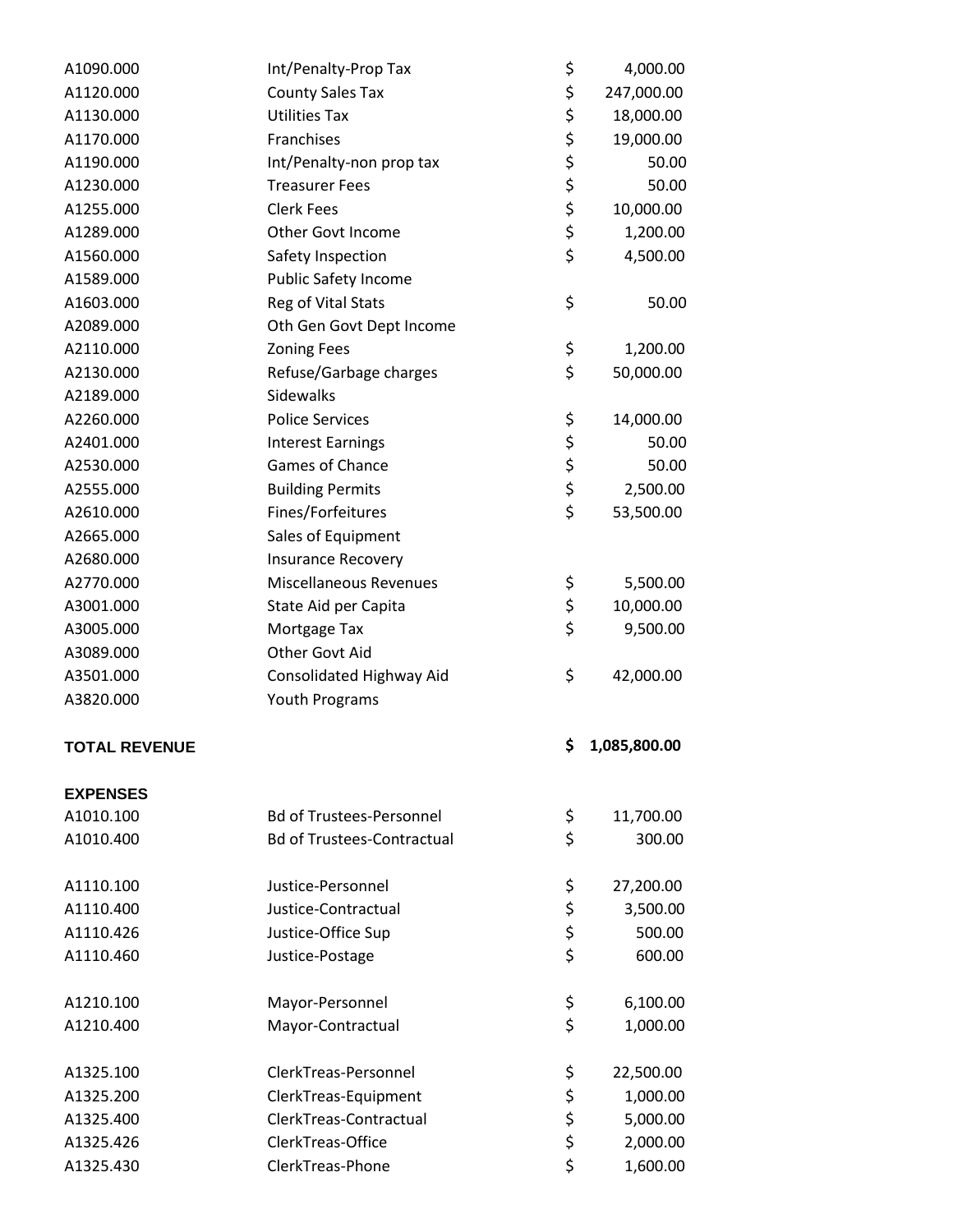| | | |
|---|---|---|
| A1090.000 | Int/Penalty-Prop Tax | $ 4,000.00 |
| A1120.000 | County Sales Tax | $ 247,000.00 |
| A1130.000 | Utilities Tax | $ 18,000.00 |
| A1170.000 | Franchises | $ 19,000.00 |
| A1190.000 | Int/Penalty-non prop tax | $ 50.00 |
| A1230.000 | Treasurer Fees | $ 50.00 |
| A1255.000 | Clerk Fees | $ 10,000.00 |
| A1289.000 | Other Govt Income | $ 1,200.00 |
| A1560.000 | Safety Inspection | $ 4,500.00 |
| A1589.000 | Public Safety Income | |
| A1603.000 | Reg of Vital Stats | $ 50.00 |
| A2089.000 | Oth Gen Govt Dept Income | |
| A2110.000 | Zoning Fees | $ 1,200.00 |
| A2130.000 | Refuse/Garbage charges | $ 50,000.00 |
| A2189.000 | Sidewalks | |
| A2260.000 | Police Services | $ 14,000.00 |
| A2401.000 | Interest Earnings | $ 50.00 |
| A2530.000 | Games of Chance | $ 50.00 |
| A2555.000 | Building Permits | $ 2,500.00 |
| A2610.000 | Fines/Forfeitures | $ 53,500.00 |
| A2665.000 | Sales of Equipment | |
| A2680.000 | Insurance Recovery | |
| A2770.000 | Miscellaneous Revenues | $ 5,500.00 |
| A3001.000 | State Aid per Capita | $ 10,000.00 |
| A3005.000 | Mortgage Tax | $ 9,500.00 |
| A3089.000 | Other Govt Aid | |
| A3501.000 | Consolidated Highway Aid | $ 42,000.00 |
| A3820.000 | Youth Programs | |
| | | |
| **TOTAL REVENUE** | | **$ 1,085,800.00** |
| | | |
| **EXPENSES** | | |
| A1010.100 | Bd of Trustees-Personnel | $ 11,700.00 |
| A1010.400 | Bd of Trustees-Contractual | $ 300.00 |
| | | |
| A1110.100 | Justice-Personnel | $ 27,200.00 |
| A1110.400 | Justice-Contractual | $ 3,500.00 |
| A1110.426 | Justice-Office Sup | $ 500.00 |
| A1110.460 | Justice-Postage | $ 600.00 |
| | | |
| A1210.100 | Mayor-Personnel | $ 6,100.00 |
| A1210.400 | Mayor-Contractual | $ 1,000.00 |
| | | |
| A1325.100 | ClerkTreas-Personnel | $ 22,500.00 |
| A1325.200 | ClerkTreas-Equipment | $ 1,000.00 |
| A1325.400 | ClerkTreas-Contractual | $ 5,000.00 |
| A1325.426 | ClerkTreas-Office | $ 2,000.00 |
| A1325.430 | ClerkTreas-Phone | $ 1,600.00 |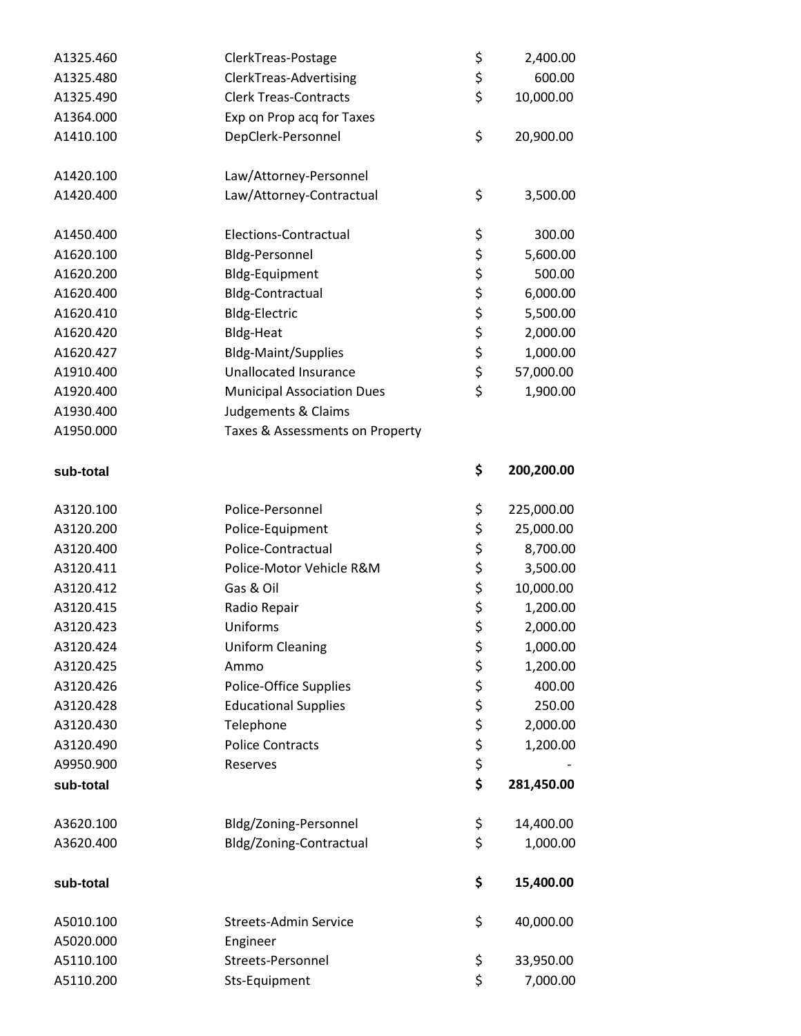| | | | |
|---|---|---|---|
| A1325.460 | ClerkTreas-Postage | $ | 2,400.00 |
| A1325.480 | ClerkTreas-Advertising | $ | 600.00 |
| A1325.490 | Clerk Treas-Contracts | $ | 10,000.00 |
| A1364.000 | Exp on Prop acq for Taxes | | |
| A1410.100 | DepClerk-Personnel | $ | 20,900.00 |
| | | | |
| A1420.100 | Law/Attorney-Personnel | | |
| A1420.400 | Law/Attorney-Contractual | $ | 3,500.00 |
| | | | |
| A1450.400 | Elections-Contractual | $ | 300.00 |
| A1620.100 | Bldg-Personnel | $ | 5,600.00 |
| A1620.200 | Bldg-Equipment | $ | 500.00 |
| A1620.400 | Bldg-Contractual | $ | 6,000.00 |
| A1620.410 | Bldg-Electric | $ | 5,500.00 |
| A1620.420 | Bldg-Heat | $ | 2,000.00 |
| A1620.427 | Bldg-Maint/Supplies | $ | 1,000.00 |
| A1910.400 | Unallocated Insurance | $ | 57,000.00 |
| A1920.400 | Municipal Association Dues | $ | 1,900.00 |
| A1930.400 | Judgements & Claims | | |
| A1950.000 | Taxes & Assessments on Property | | |
| | | | |
| **sub-total** | | **$** | **200,200.00** |
| | | | |
| A3120.100 | Police-Personnel | $ | 225,000.00 |
| A3120.200 | Police-Equipment | $ | 25,000.00 |
| A3120.400 | Police-Contractual | $ | 8,700.00 |
| A3120.411 | Police-Motor Vehicle R&M | $ | 3,500.00 |
| A3120.412 | Gas & Oil | $ | 10,000.00 |
| A3120.415 | Radio Repair | $ | 1,200.00 |
| A3120.423 | Uniforms | $ | 2,000.00 |
| A3120.424 | Uniform Cleaning | $ | 1,000.00 |
| A3120.425 | Ammo | $ | 1,200.00 |
| A3120.426 | Police-Office Supplies | $ | 400.00 |
| A3120.428 | Educational Supplies | $ | 250.00 |
| A3120.430 | Telephone | $ | 2,000.00 |
| A3120.490 | Police Contracts | $ | 1,200.00 |
| A9950.900 | Reserves | $ | - |
| **sub-total** | | **$** | **281,450.00** |
| | | | |
| A3620.100 | Bldg/Zoning-Personnel | $ | 14,400.00 |
| A3620.400 | Bldg/Zoning-Contractual | $ | 1,000.00 |
| | | | |
| **sub-total** | | **$** | **15,400.00** |
| | | | |
| A5010.100 | Streets-Admin Service | $ | 40,000.00 |
| A5020.000 | Engineer | | |
| A5110.100 | Streets-Personnel | $ | 33,950.00 |
| A5110.200 | Sts-Equipment | $ | 7,000.00 |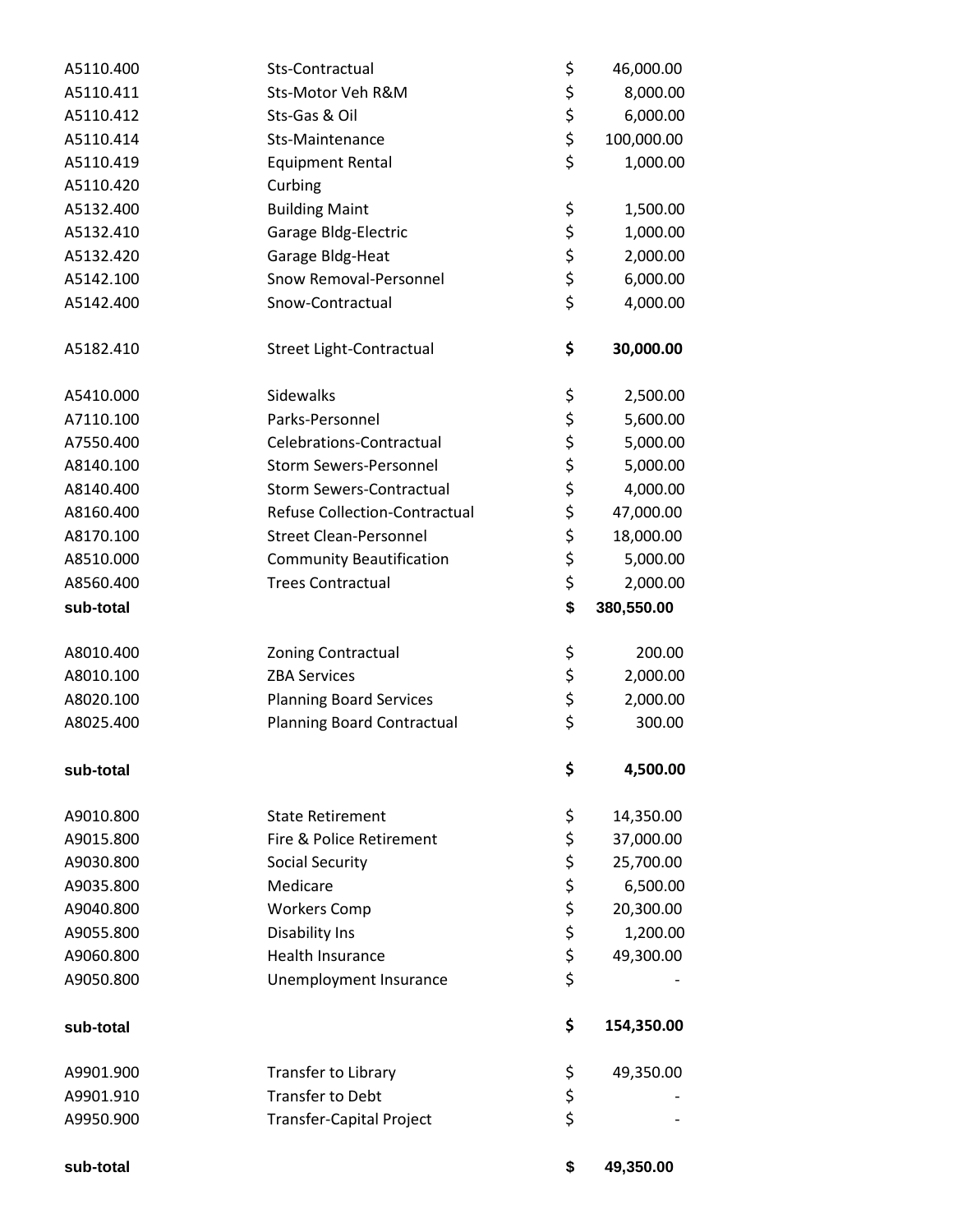| | | | |
|---|---|---|---|
| A5110.400 | Sts-Contractual | $ | 46,000.00 |
| A5110.411 | Sts-Motor Veh R&M | $ | 8,000.00 |
| A5110.412 | Sts-Gas & Oil | $ | 6,000.00 |
| A5110.414 | Sts-Maintenance | $ | 100,000.00 |
| A5110.419 | Equipment Rental | $ | 1,000.00 |
| A5110.420 | Curbing | | |
| A5132.400 | Building Maint | $ | 1,500.00 |
| A5132.410 | Garage Bldg-Electric | $ | 1,000.00 |
| A5132.420 | Garage Bldg-Heat | $ | 2,000.00 |
| A5142.100 | Snow Removal-Personnel | $ | 6,000.00 |
| A5142.400 | Snow-Contractual | $ | 4,000.00 |
| A5182.410 | Street Light-Contractual | **$** | **30,000.00** |
| A5410.000 | Sidewalks | $ | 2,500.00 |
| A7110.100 | Parks-Personnel | $ | 5,600.00 |
| A7550.400 | Celebrations-Contractual | $ | 5,000.00 |
| A8140.100 | Storm Sewers-Personnel | $ | 5,000.00 |
| A8140.400 | Storm Sewers-Contractual | $ | 4,000.00 |
| A8160.400 | Refuse Collection-Contractual | $ | 47,000.00 |
| A8170.100 | Street Clean-Personnel | $ | 18,000.00 |
| A8510.000 | Community Beautification | $ | 5,000.00 |
| A8560.400 | Trees Contractual | $ | 2,000.00 |
| **sub-total** | | **$** | **380,550.00** |
| A8010.400 | Zoning Contractual | $ | 200.00 |
| A8010.100 | ZBA Services | $ | 2,000.00 |
| A8020.100 | Planning Board Services | $ | 2,000.00 |
| A8025.400 | Planning Board Contractual | $ | 300.00 |
| **sub-total** | | **$** | **4,500.00** |
| A9010.800 | State Retirement | $ | 14,350.00 |
| A9015.800 | Fire & Police Retirement | $ | 37,000.00 |
| A9030.800 | Social Security | $ | 25,700.00 |
| A9035.800 | Medicare | $ | 6,500.00 |
| A9040.800 | Workers Comp | $ | 20,300.00 |
| A9055.800 | Disability Ins | $ | 1,200.00 |
| A9060.800 | Health Insurance | $ | 49,300.00 |
| A9050.800 | Unemployment Insurance | $ | - |
| **sub-total** | | **$** | **154,350.00** |
| A9901.900 | Transfer to Library | $ | 49,350.00 |
| A9901.910 | Transfer to Debt | $ | - |
| A9950.900 | Transfer-Capital Project | $ | - |
| **sub-total** | | **$** | **49,350.00** |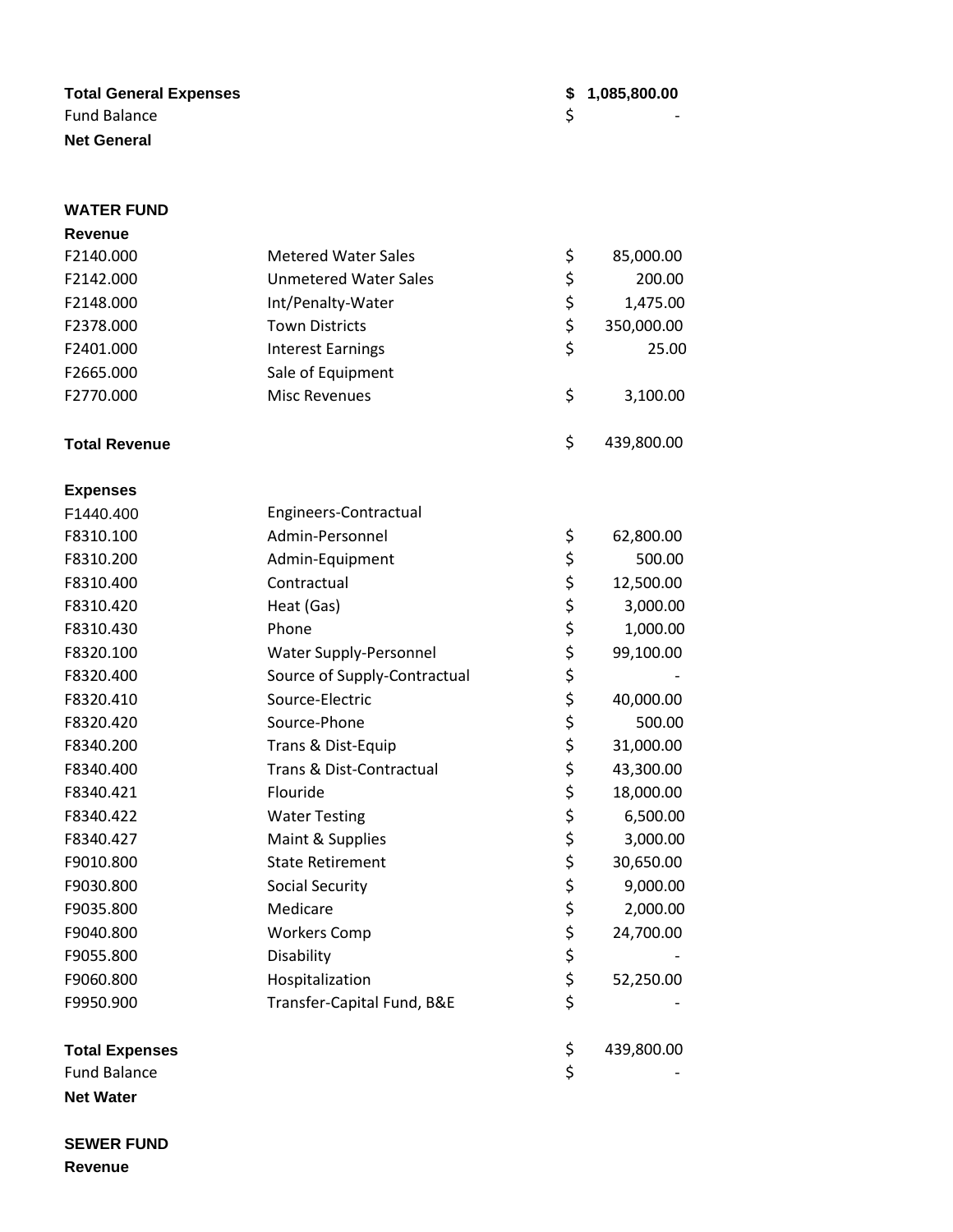| | | | |
|---|---|---|---|
| **Total General Expenses** | | **$** | **1,085,800.00** |
| Fund Balance | | $ | - |
| **Net General** | | | |

**WATER FUND**

**Revenue**

| | | | |
|---|---|---|---|
| F2140.000 | Metered Water Sales | $ | 85,000.00 |
| F2142.000 | Unmetered Water Sales | $ | 200.00 |
| F2148.000 | Int/Penalty-Water | $ | 1,475.00 |
| F2378.000 | Town Districts | $ | 350,000.00 |
| F2401.000 | Interest Earnings | $ | 25.00 |
| F2665.000 | Sale of Equipment | | |
| F2770.000 | Misc Revenues | $ | 3,100.00 |
| **Total Revenue** | | $ | 439,800.00 |

**Expenses**

| | | | |
|---|---|---|---|
| F1440.400 | Engineers-Contractual | | |
| F8310.100 | Admin-Personnel | $ | 62,800.00 |
| F8310.200 | Admin-Equipment | $ | 500.00 |
| F8310.400 | Contractual | $ | 12,500.00 |
| F8310.420 | Heat (Gas) | $ | 3,000.00 |
| F8310.430 | Phone | $ | 1,000.00 |
| F8320.100 | Water Supply-Personnel | $ | 99,100.00 |
| F8320.400 | Source of Supply-Contractual | $ | - |
| F8320.410 | Source-Electric | $ | 40,000.00 |
| F8320.420 | Source-Phone | $ | 500.00 |
| F8340.200 | Trans & Dist-Equip | $ | 31,000.00 |
| F8340.400 | Trans & Dist-Contractual | $ | 43,300.00 |
| F8340.421 | Flouride | $ | 18,000.00 |
| F8340.422 | Water Testing | $ | 6,500.00 |
| F8340.427 | Maint & Supplies | $ | 3,000.00 |
| F9010.800 | State Retirement | $ | 30,650.00 |
| F9030.800 | Social Security | $ | 9,000.00 |
| F9035.800 | Medicare | $ | 2,000.00 |
| F9040.800 | Workers Comp | $ | 24,700.00 |
| F9055.800 | Disability | $ | - |
| F9060.800 | Hospitalization | $ | 52,250.00 |
| F9950.900 | Transfer-Capital Fund, B&E | $ | - |
| **Total Expenses** | | $ | 439,800.00 |
| Fund Balance | | $ | - |
| **Net Water** | | | |

**SEWER FUND**

**Revenue**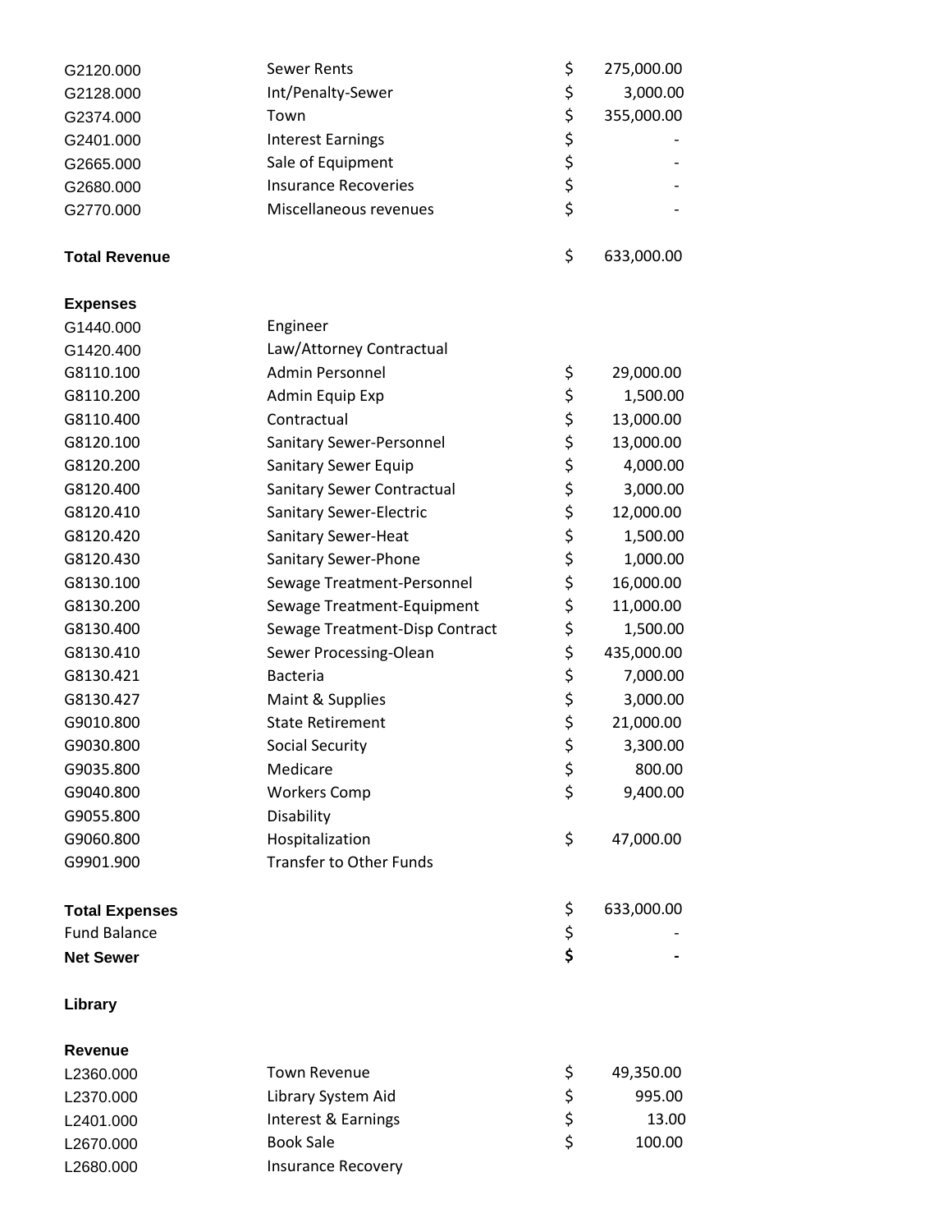| | | | |
|---|---|---|---|
| G2120.000 | Sewer Rents | $ | 275,000.00 |
| G2128.000 | Int/Penalty-Sewer | $ | 3,000.00 |
| G2374.000 | Town | $ | 355,000.00 |
| G2401.000 | Interest Earnings | $ | - |
| G2665.000 | Sale of Equipment | $ | - |
| G2680.000 | Insurance Recoveries | $ | - |
| G2770.000 | Miscellaneous revenues | $ | - |
| | | | |
| **Total Revenue** | | $ | 633,000.00 |
| | | | |
| **Expenses** | | | |
| G1440.000 | Engineer | | |
| G1420.400 | Law/Attorney Contractual | | |
| G8110.100 | Admin Personnel | $ | 29,000.00 |
| G8110.200 | Admin Equip Exp | $ | 1,500.00 |
| G8110.400 | Contractual | $ | 13,000.00 |
| G8120.100 | Sanitary Sewer-Personnel | $ | 13,000.00 |
| G8120.200 | Sanitary Sewer Equip | $ | 4,000.00 |
| G8120.400 | Sanitary Sewer Contractual | $ | 3,000.00 |
| G8120.410 | Sanitary Sewer-Electric | $ | 12,000.00 |
| G8120.420 | Sanitary Sewer-Heat | $ | 1,500.00 |
| G8120.430 | Sanitary Sewer-Phone | $ | 1,000.00 |
| G8130.100 | Sewage Treatment-Personnel | $ | 16,000.00 |
| G8130.200 | Sewage Treatment-Equipment | $ | 11,000.00 |
| G8130.400 | Sewage Treatment-Disp Contract | $ | 1,500.00 |
| G8130.410 | Sewer Processing-Olean | $ | 435,000.00 |
| G8130.421 | Bacteria | $ | 7,000.00 |
| G8130.427 | Maint & Supplies | $ | 3,000.00 |
| G9010.800 | State Retirement | $ | 21,000.00 |
| G9030.800 | Social Security | $ | 3,300.00 |
| G9035.800 | Medicare | $ | 800.00 |
| G9040.800 | Workers Comp | $ | 9,400.00 |
| G9055.800 | Disability | | |
| G9060.800 | Hospitalization | $ | 47,000.00 |
| G9901.900 | Transfer to Other Funds | | |
| | | | |
| **Total Expenses** | | $ | 633,000.00 |
| Fund Balance | | $ | - |
| **Net Sewer** | | **$** | **-** |
| | | | |
| **Library** | | | |
| | | | |
| **Revenue** | | | |
| L2360.000 | Town Revenue | $ | 49,350.00 |
| L2370.000 | Library System Aid | $ | 995.00 |
| L2401.000 | Interest & Earnings | $ | 13.00 |
| L2670.000 | Book Sale | $ | 100.00 |
| L2680.000 | Insurance Recovery | | |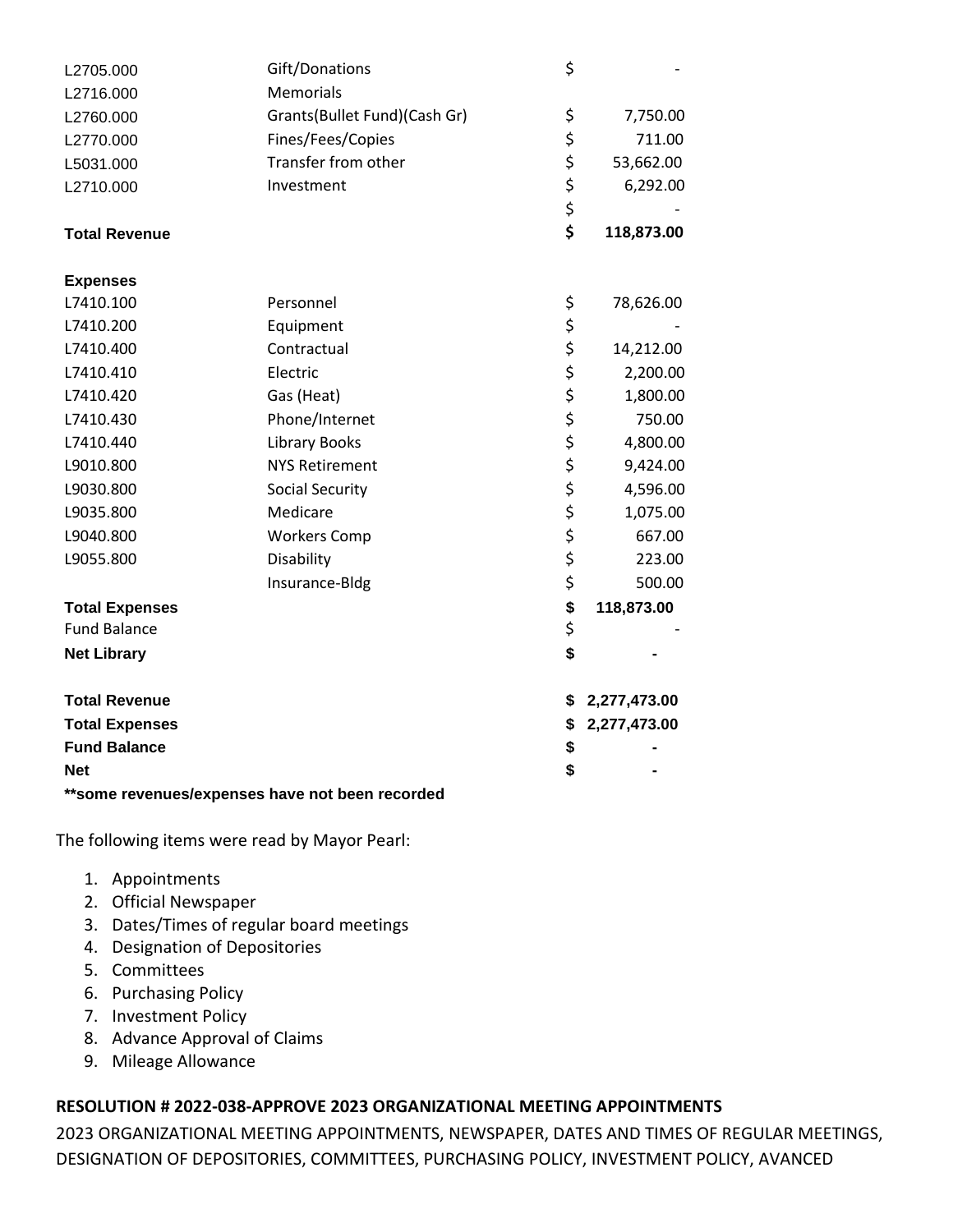| | | |
|---|---|---|
| L2705.000 | Gift/Donations | $ - |
| L2716.000 | Memorials | |
| L2760.000 | Grants(Bullet Fund)(Cash Gr) | $ 7,750.00 |
| L2770.000 | Fines/Fees/Copies | $ 711.00 |
| L5031.000 | Transfer from other | $ 53,662.00 |
| L2710.000 | Investment | $ 6,292.00 |
| | | $ - |
| **Total Revenue** | | **$ 118,873.00** |
| | | |
| **Expenses** | | |
| L7410.100 | Personnel | $ 78,626.00 |
| L7410.200 | Equipment | $ - |
| L7410.400 | Contractual | $ 14,212.00 |
| L7410.410 | Electric | $ 2,200.00 |
| L7410.420 | Gas (Heat) | $ 1,800.00 |
| L7410.430 | Phone/Internet | $ 750.00 |
| L7410.440 | Library Books | $ 4,800.00 |
| L9010.800 | NYS Retirement | $ 9,424.00 |
| L9030.800 | Social Security | $ 4,596.00 |
| L9035.800 | Medicare | $ 1,075.00 |
| L9040.800 | Workers Comp | $ 667.00 |
| L9055.800 | Disability | $ 223.00 |
| | Insurance-Bldg | $ 500.00 |
| **Total Expenses** | | **$ 118,873.00** |
| Fund Balance | | $ - |
| **Net Library** | | **$ -** |
| | | |
| **Total Revenue** | | **$ 2,277,473.00** |
| **Total Expenses** | | **$ 2,277,473.00** |
| **Fund Balance** | | **$ -** |
| **Net** | | **$ -** |

****some revenues/expenses have not been recorded**

The following items were read by Mayor Pearl:

1. Appointments
2. Official Newspaper
3. Dates/Times of regular board meetings
4. Designation of Depositories
5. Committees
6. Purchasing Policy
7. Investment Policy
8. Advance Approval of Claims
9. Mileage Allowance

**RESOLUTION # 2022-038-APPROVE 2023 ORGANIZATIONAL MEETING APPOINTMENTS**

2023 ORGANIZATIONAL MEETING APPOINTMENTS, NEWSPAPER, DATES AND TIMES OF REGULAR MEETINGS, DESIGNATION OF DEPOSITORIES, COMMITTEES, PURCHASING POLICY, INVESTMENT POLICY, AVANCED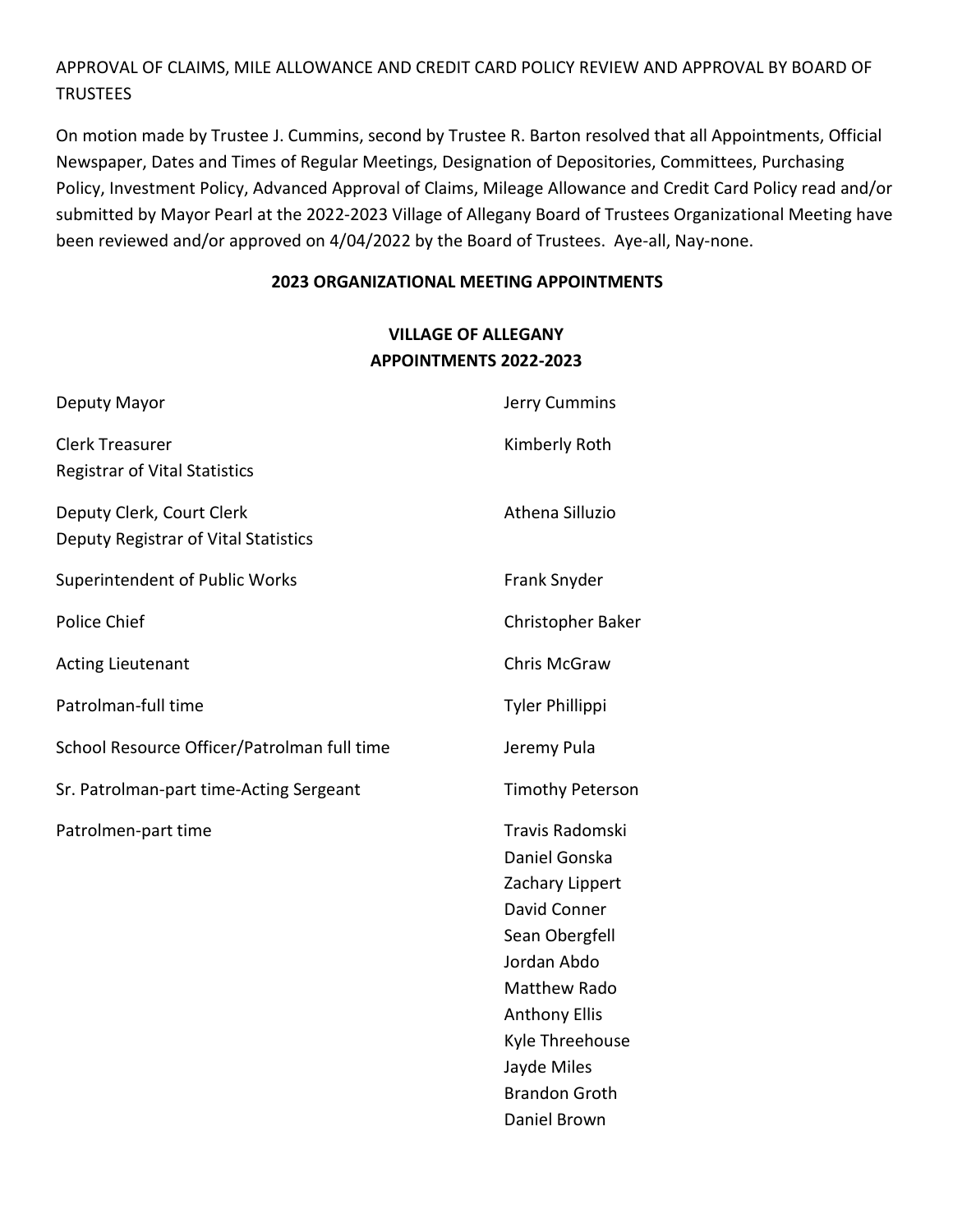APPROVAL OF CLAIMS, MILE ALLOWANCE AND CREDIT CARD POLICY REVIEW AND APPROVAL BY BOARD OF TRUSTEES

On motion made by Trustee J. Cummins, second by Trustee R. Barton resolved that all Appointments, Official Newspaper, Dates and Times of Regular Meetings, Designation of Depositories, Committees, Purchasing Policy, Investment Policy, Advanced Approval of Claims, Mileage Allowance and Credit Card Policy read and/or submitted by Mayor Pearl at the 2022-2023 Village of Allegany Board of Trustees Organizational Meeting have been reviewed and/or approved on 4/04/2022 by the Board of Trustees. Aye-all, Nay-none.

**2023 ORGANIZATIONAL MEETING APPOINTMENTS**

**VILLAGE OF ALLEGANY**
**APPOINTMENTS 2022-2023**

| | |
|---|---|
| Deputy Mayor | Jerry Cummins |
| Clerk Treasurer<br>Registrar of Vital Statistics | Kimberly Roth |
| Deputy Clerk, Court Clerk<br>Deputy Registrar of Vital Statistics | Athena Silluzio |
| Superintendent of Public Works | Frank Snyder |
| Police Chief | Christopher Baker |
| Acting Lieutenant | Chris McGraw |
| Patrolman-full time | Tyler Phillippi |
| School Resource Officer/Patrolman full time | Jeremy Pula |
| Sr. Patrolman-part time-Acting Sergeant | Timothy Peterson |
| Patrolmen-part time | Travis Radomski<br>Daniel Gonska<br>Zachary Lippert<br>David Conner<br>Sean Obergfell<br>Jordan Abdo<br>Matthew Rado<br>Anthony Ellis<br>Kyle Threehouse<br>Jayde Miles<br>Brandon Groth<br>Daniel Brown |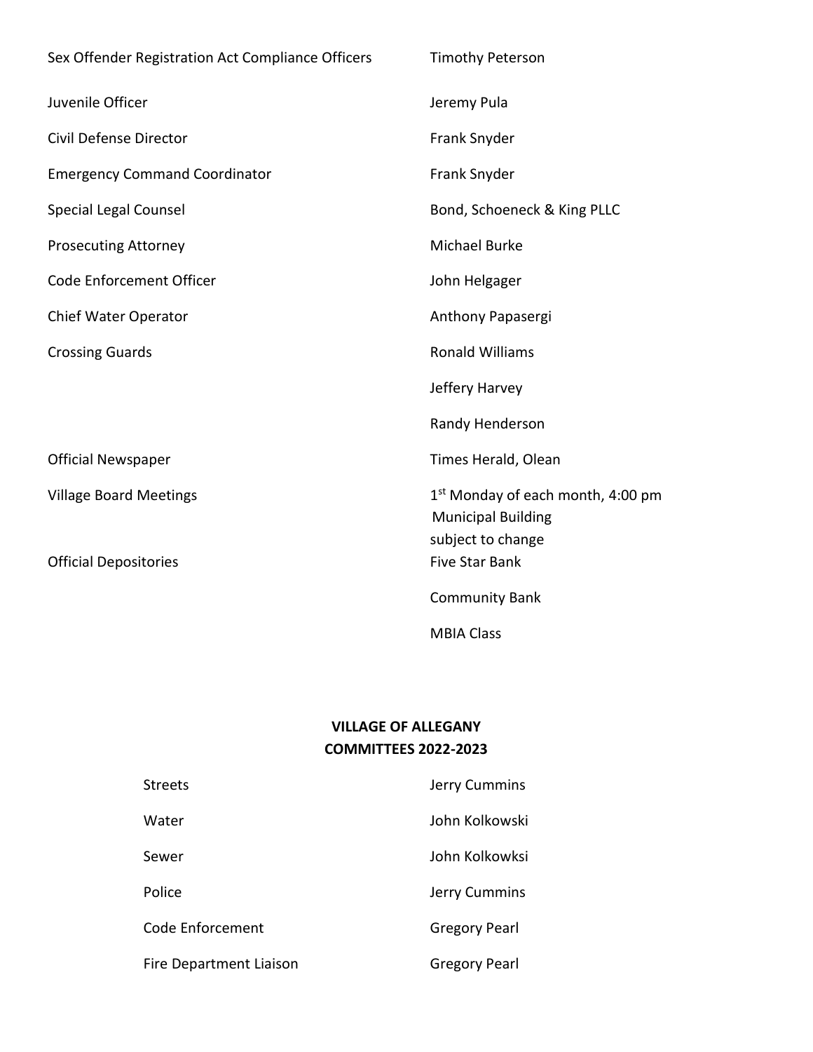| | |
|---|---|
| Sex Offender Registration Act Compliance Officers | Timothy Peterson |
| Juvenile Officer | Jeremy Pula |
| Civil Defense Director | Frank Snyder |
| Emergency Command Coordinator | Frank Snyder |
| Special Legal Counsel | Bond, Schoeneck & King PLLC |
| Prosecuting Attorney | Michael Burke |
| Code Enforcement Officer | John Helgager |
| Chief Water Operator | Anthony Papasergi |
| Crossing Guards | Ronald Williams |
| | Jeffery Harvey |
| | Randy Henderson |
| Official Newspaper | Times Herald, Olean |
| Village Board Meetings | 1st Monday of each month, 4:00 pm<br>Municipal Building<br>subject to change |
| Official Depositories | Five Star Bank |
| | Community Bank |
| | MBIA Class |

## VILLAGE OF ALLEGANY
## COMMITTEES 2022-2023

| | |
|---|---|
| Streets | Jerry Cummins |
| Water | John Kolkowski |
| Sewer | John Kolkowksi |
| Police | Jerry Cummins |
| Code Enforcement | Gregory Pearl |
| Fire Department Liaison | Gregory Pearl |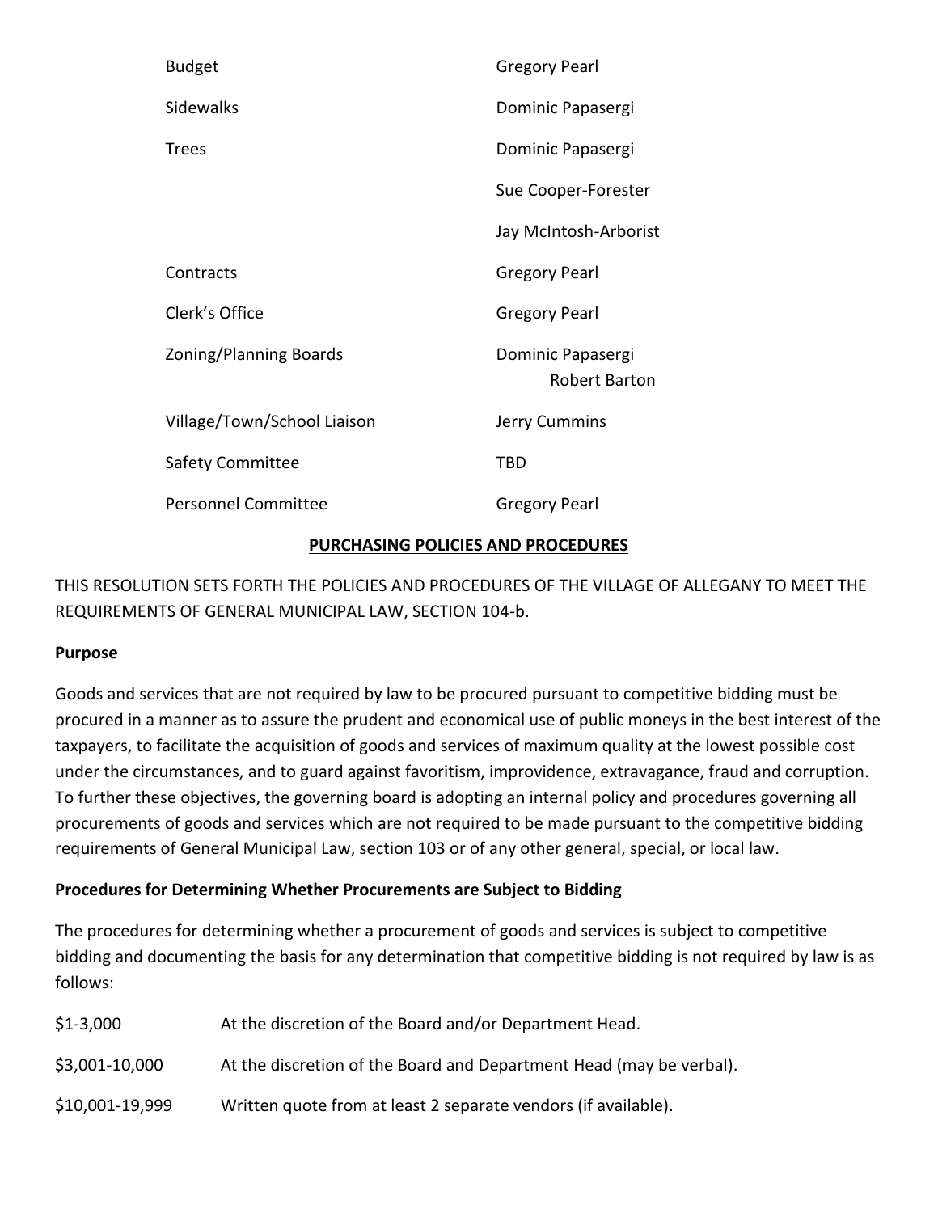| | |
|---|---|
| Budget | Gregory Pearl |
| Sidewalks | Dominic Papasergi |
| Trees | Dominic Papasergi |
| | Sue Cooper-Forester |
| | Jay McIntosh-Arborist |
| Contracts | Gregory Pearl |
| Clerk's Office | Gregory Pearl |
| Zoning/Planning Boards | Dominic Papasergi<br>Robert Barton |
| Village/Town/School Liaison | Jerry Cummins |
| Safety Committee | TBD |
| Personnel Committee | Gregory Pearl |

## PURCHASING POLICIES AND PROCEDURES

THIS RESOLUTION SETS FORTH THE POLICIES AND PROCEDURES OF THE VILLAGE OF ALLEGANY TO MEET THE REQUIREMENTS OF GENERAL MUNICIPAL LAW, SECTION 104-b.

**Purpose**

Goods and services that are not required by law to be procured pursuant to competitive bidding must be procured in a manner as to assure the prudent and economical use of public moneys in the best interest of the taxpayers, to facilitate the acquisition of goods and services of maximum quality at the lowest possible cost under the circumstances, and to guard against favoritism, improvidence, extravagance, fraud and corruption. To further these objectives, the governing board is adopting an internal policy and procedures governing all procurements of goods and services which are not required to be made pursuant to the competitive bidding requirements of General Municipal Law, section 103 or of any other general, special, or local law.

**Procedures for Determining Whether Procurements are Subject to Bidding**

The procedures for determining whether a procurement of goods and services is subject to competitive bidding and documenting the basis for any determination that competitive bidding is not required by law is as follows:

| | |
|---|---|
| $1-3,000 | At the discretion of the Board and/or Department Head. |
| $3,001-10,000 | At the discretion of the Board and Department Head (may be verbal). |
| $10,001-19,999 | Written quote from at least 2 separate vendors (if available). |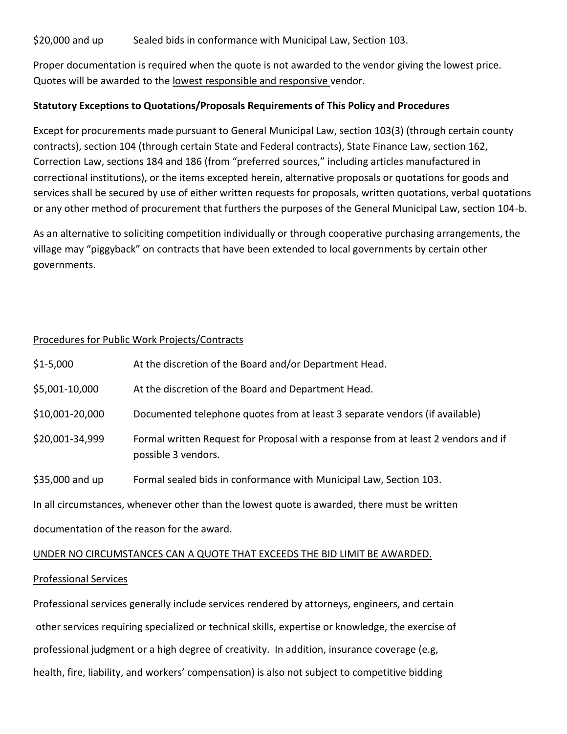| | |
|---|---|
| $20,000 and up | Sealed bids in conformance with Municipal Law, Section 103. |

Proper documentation is required when the quote is not awarded to the vendor giving the lowest price. Quotes will be awarded to the <u>lowest responsible and responsive</u> vendor.

**Statutory Exceptions to Quotations/Proposals Requirements of This Policy and Procedures**

Except for procurements made pursuant to General Municipal Law, section 103(3) (through certain county contracts), section 104 (through certain State and Federal contracts), State Finance Law, section 162, Correction Law, sections 184 and 186 (from "preferred sources," including articles manufactured in correctional institutions), or the items excepted herein, alternative proposals or quotations for goods and services shall be secured by use of either written requests for proposals, written quotations, verbal quotations or any other method of procurement that furthers the purposes of the General Municipal Law, section 104-b.

As an alternative to soliciting competition individually or through cooperative purchasing arrangements, the village may "piggyback" on contracts that have been extended to local governments by certain other governments.

<u>Procedures for Public Work Projects/Contracts</u>

| | |
|---|---|
| $1-5,000 | At the discretion of the Board and/or Department Head. |
| $5,001-10,000 | At the discretion of the Board and Department Head. |
| $10,001-20,000 | Documented telephone quotes from at least 3 separate vendors (if available) |
| $20,001-34,999 | Formal written Request for Proposal with a response from at least 2 vendors and if possible 3 vendors. |
| $35,000 and up | Formal sealed bids in conformance with Municipal Law, Section 103. |

In all circumstances, whenever other than the lowest quote is awarded, there must be written documentation of the reason for the award.

<u>UNDER NO CIRCUMSTANCES CAN A QUOTE THAT EXCEEDS THE BID LIMIT BE AWARDED.</u>

<u>Professional Services</u>

Professional services generally include services rendered by attorneys, engineers, and certain other services requiring specialized or technical skills, expertise or knowledge, the exercise of professional judgment or a high degree of creativity. In addition, insurance coverage (e.g, health, fire, liability, and workers' compensation) is also not subject to competitive bidding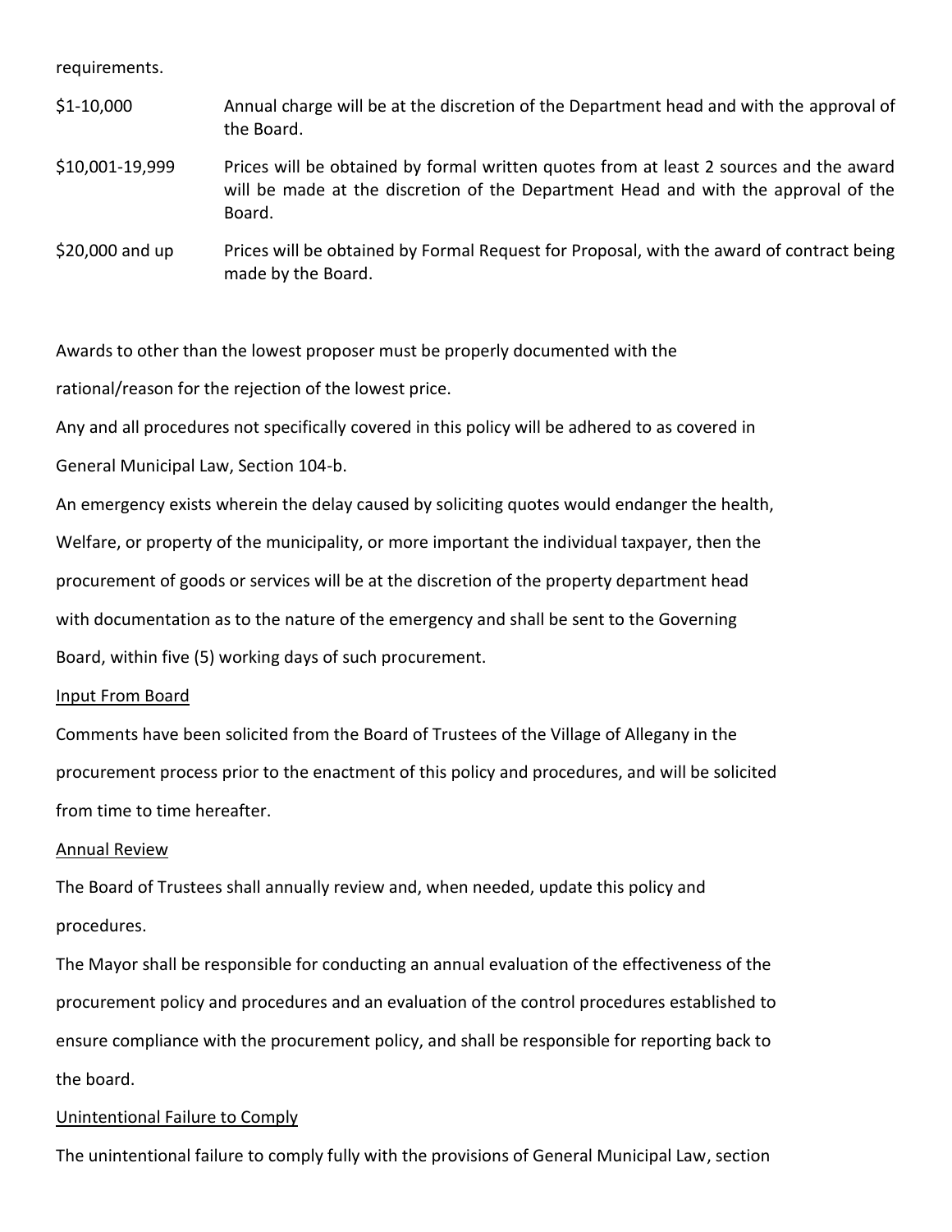requirements.

| | |
|---|---|
| \$1-10,000 | Annual charge will be at the discretion of the Department head and with the approval of the Board. |
| \$10,001-19,999 | Prices will be obtained by formal written quotes from at least 2 sources and the award will be made at the discretion of the Department Head and with the approval of the Board. |
| \$20,000 and up | Prices will be obtained by Formal Request for Proposal, with the award of contract being made by the Board. |

Awards to other than the lowest proposer must be properly documented with the rational/reason for the rejection of the lowest price.

Any and all procedures not specifically covered in this policy will be adhered to as covered in General Municipal Law, Section 104-b.

An emergency exists wherein the delay caused by soliciting quotes would endanger the health, Welfare, or property of the municipality, or more important the individual taxpayer, then the procurement of goods or services will be at the discretion of the property department head with documentation as to the nature of the emergency and shall be sent to the Governing Board, within five (5) working days of such procurement.

<u>Input From Board</u>

Comments have been solicited from the Board of Trustees of the Village of Allegany in the procurement process prior to the enactment of this policy and procedures, and will be solicited from time to time hereafter.

<u>Annual Review</u>

The Board of Trustees shall annually review and, when needed, update this policy and procedures.

The Mayor shall be responsible for conducting an annual evaluation of the effectiveness of the procurement policy and procedures and an evaluation of the control procedures established to ensure compliance with the procurement policy, and shall be responsible for reporting back to the board.

<u>Unintentional Failure to Comply</u>

The unintentional failure to comply fully with the provisions of General Municipal Law, section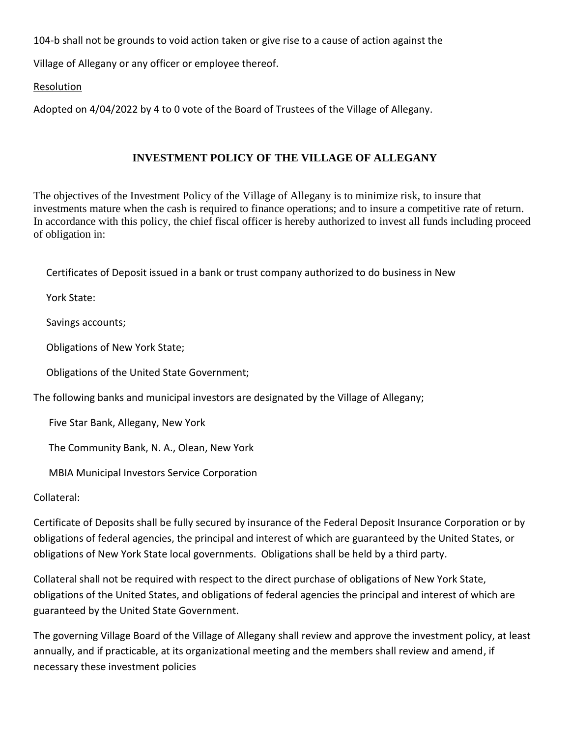104-b shall not be grounds to void action taken or give rise to a cause of action against the Village of Allegany or any officer or employee thereof.

Resolution

Adopted on 4/04/2022 by 4 to 0 vote of the Board of Trustees of the Village of Allegany.

## INVESTMENT POLICY OF THE VILLAGE OF ALLEGANY

The objectives of the Investment Policy of the Village of Allegany is to minimize risk, to insure that investments mature when the cash is required to finance operations; and to insure a competitive rate of return. In accordance with this policy, the chief fiscal officer is hereby authorized to invest all funds including proceed of obligation in:

Certificates of Deposit issued in a bank or trust company authorized to do business in New York State:

Savings accounts;

Obligations of New York State;

Obligations of the United State Government;

The following banks and municipal investors are designated by the Village of Allegany;

Five Star Bank, Allegany, New York

The Community Bank, N. A., Olean, New York

MBIA Municipal Investors Service Corporation

Collateral:

Certificate of Deposits shall be fully secured by insurance of the Federal Deposit Insurance Corporation or by obligations of federal agencies, the principal and interest of which are guaranteed by the United States, or obligations of New York State local governments. Obligations shall be held by a third party.

Collateral shall not be required with respect to the direct purchase of obligations of New York State, obligations of the United States, and obligations of federal agencies the principal and interest of which are guaranteed by the United State Government.

The governing Village Board of the Village of Allegany shall review and approve the investment policy, at least annually, and if practicable, at its organizational meeting and the members shall review and amend, if necessary these investment policies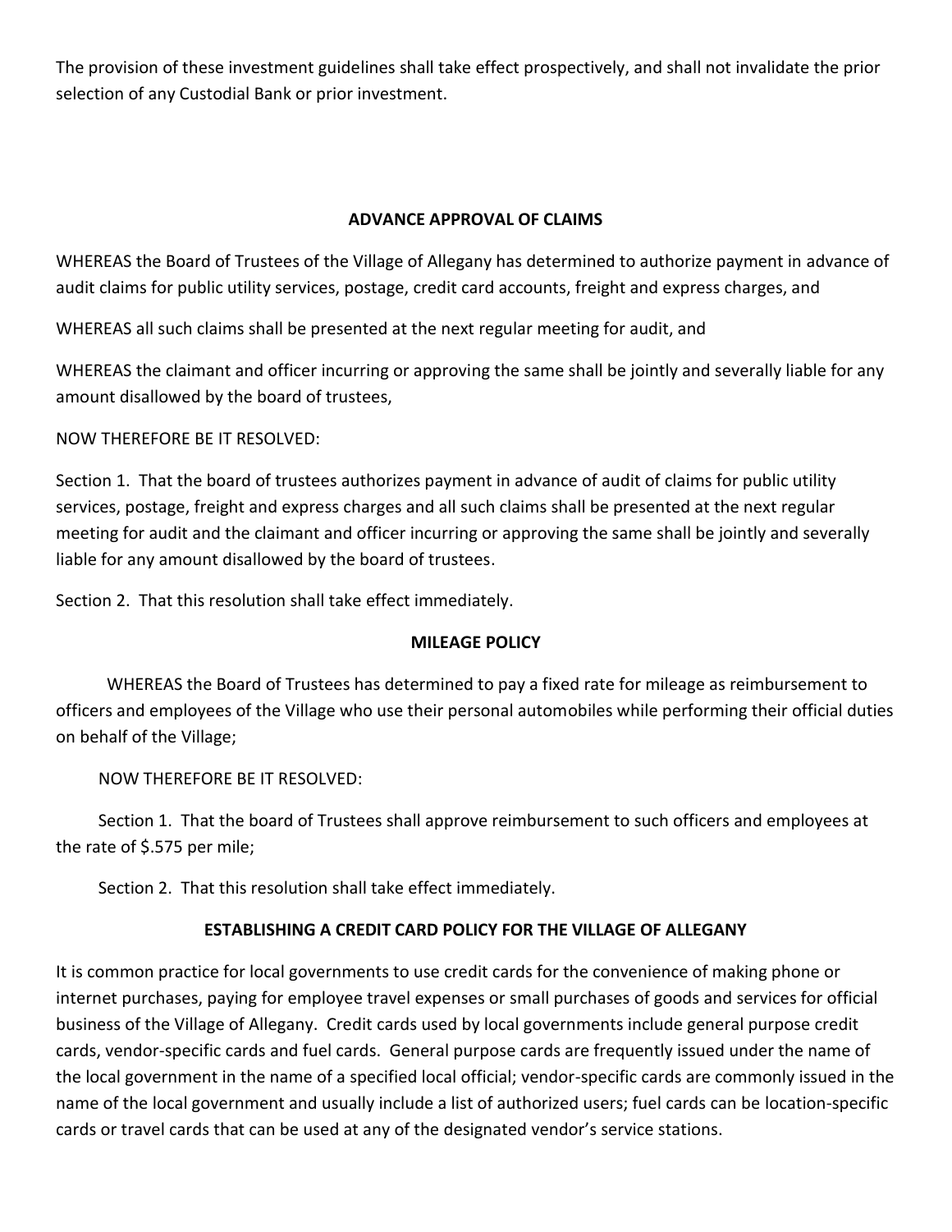The provision of these investment guidelines shall take effect prospectively, and shall not invalidate the prior selection of any Custodial Bank or prior investment.

## ADVANCE APPROVAL OF CLAIMS

WHEREAS the Board of Trustees of the Village of Allegany has determined to authorize payment in advance of audit claims for public utility services, postage, credit card accounts, freight and express charges, and

WHEREAS all such claims shall be presented at the next regular meeting for audit, and

WHEREAS the claimant and officer incurring or approving the same shall be jointly and severally liable for any amount disallowed by the board of trustees,

NOW THEREFORE BE IT RESOLVED:

Section 1. That the board of trustees authorizes payment in advance of audit of claims for public utility services, postage, freight and express charges and all such claims shall be presented at the next regular meeting for audit and the claimant and officer incurring or approving the same shall be jointly and severally liable for any amount disallowed by the board of trustees.

Section 2. That this resolution shall take effect immediately.

## MILEAGE POLICY

WHEREAS the Board of Trustees has determined to pay a fixed rate for mileage as reimbursement to officers and employees of the Village who use their personal automobiles while performing their official duties on behalf of the Village;

NOW THEREFORE BE IT RESOLVED:

Section 1. That the board of Trustees shall approve reimbursement to such officers and employees at the rate of $.575 per mile;

Section 2. That this resolution shall take effect immediately.

## ESTABLISHING A CREDIT CARD POLICY FOR THE VILLAGE OF ALLEGANY

It is common practice for local governments to use credit cards for the convenience of making phone or internet purchases, paying for employee travel expenses or small purchases of goods and services for official business of the Village of Allegany. Credit cards used by local governments include general purpose credit cards, vendor-specific cards and fuel cards. General purpose cards are frequently issued under the name of the local government in the name of a specified local official; vendor-specific cards are commonly issued in the name of the local government and usually include a list of authorized users; fuel cards can be location-specific cards or travel cards that can be used at any of the designated vendor's service stations.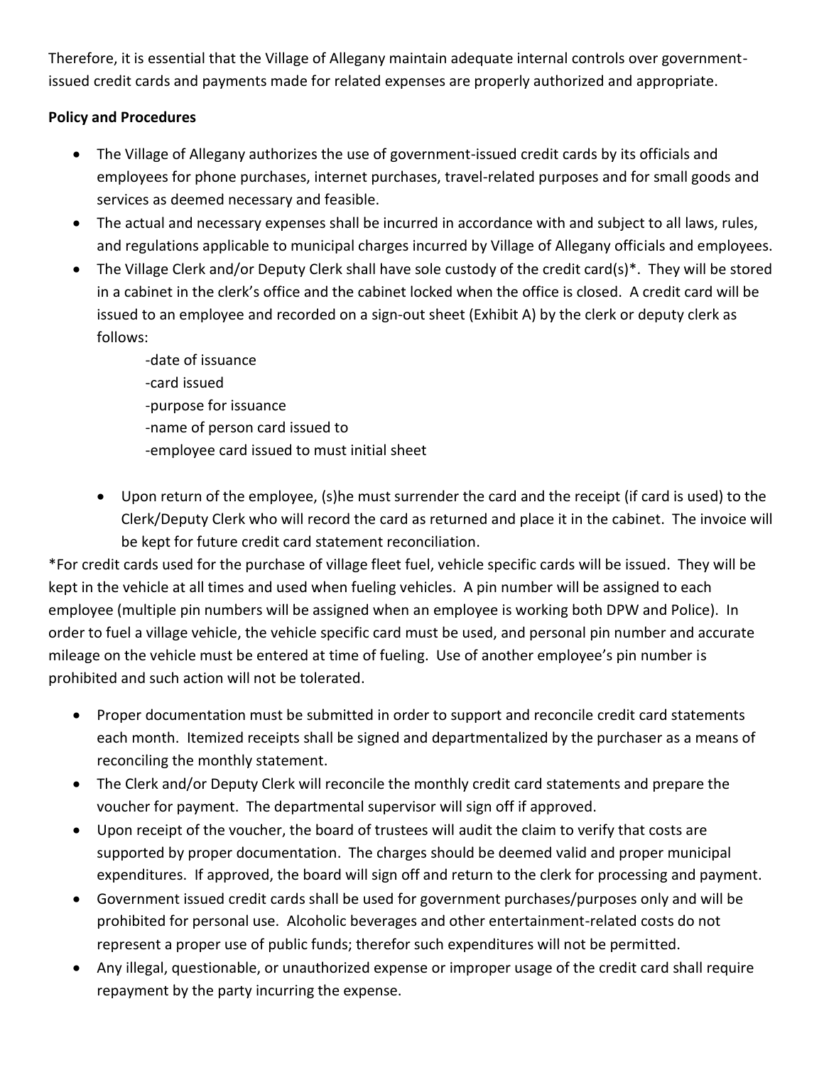Therefore, it is essential that the Village of Allegany maintain adequate internal controls over government-issued credit cards and payments made for related expenses are properly authorized and appropriate.

**Policy and Procedures**

- The Village of Allegany authorizes the use of government-issued credit cards by its officials and employees for phone purchases, internet purchases, travel-related purposes and for small goods and services as deemed necessary and feasible.
- The actual and necessary expenses shall be incurred in accordance with and subject to all laws, rules, and regulations applicable to municipal charges incurred by Village of Allegany officials and employees.
- The Village Clerk and/or Deputy Clerk shall have sole custody of the credit card(s)*. They will be stored in a cabinet in the clerk's office and the cabinet locked when the office is closed. A credit card will be issued to an employee and recorded on a sign-out sheet (Exhibit A) by the clerk or deputy clerk as follows:

    -date of issuance
    -card issued
    -purpose for issuance
    -name of person card issued to
    -employee card issued to must initial sheet

- Upon return of the employee, (s)he must surrender the card and the receipt (if card is used) to the Clerk/Deputy Clerk who will record the card as returned and place it in the cabinet. The invoice will be kept for future credit card statement reconciliation.

*For credit cards used for the purchase of village fleet fuel, vehicle specific cards will be issued. They will be kept in the vehicle at all times and used when fueling vehicles. A pin number will be assigned to each employee (multiple pin numbers will be assigned when an employee is working both DPW and Police). In order to fuel a village vehicle, the vehicle specific card must be used, and personal pin number and accurate mileage on the vehicle must be entered at time of fueling. Use of another employee's pin number is prohibited and such action will not be tolerated.

- Proper documentation must be submitted in order to support and reconcile credit card statements each month. Itemized receipts shall be signed and departmentalized by the purchaser as a means of reconciling the monthly statement.
- The Clerk and/or Deputy Clerk will reconcile the monthly credit card statements and prepare the voucher for payment. The departmental supervisor will sign off if approved.
- Upon receipt of the voucher, the board of trustees will audit the claim to verify that costs are supported by proper documentation. The charges should be deemed valid and proper municipal expenditures. If approved, the board will sign off and return to the clerk for processing and payment.
- Government issued credit cards shall be used for government purchases/purposes only and will be prohibited for personal use. Alcoholic beverages and other entertainment-related costs do not represent a proper use of public funds; therefor such expenditures will not be permitted.
- Any illegal, questionable, or unauthorized expense or improper usage of the credit card shall require repayment by the party incurring the expense.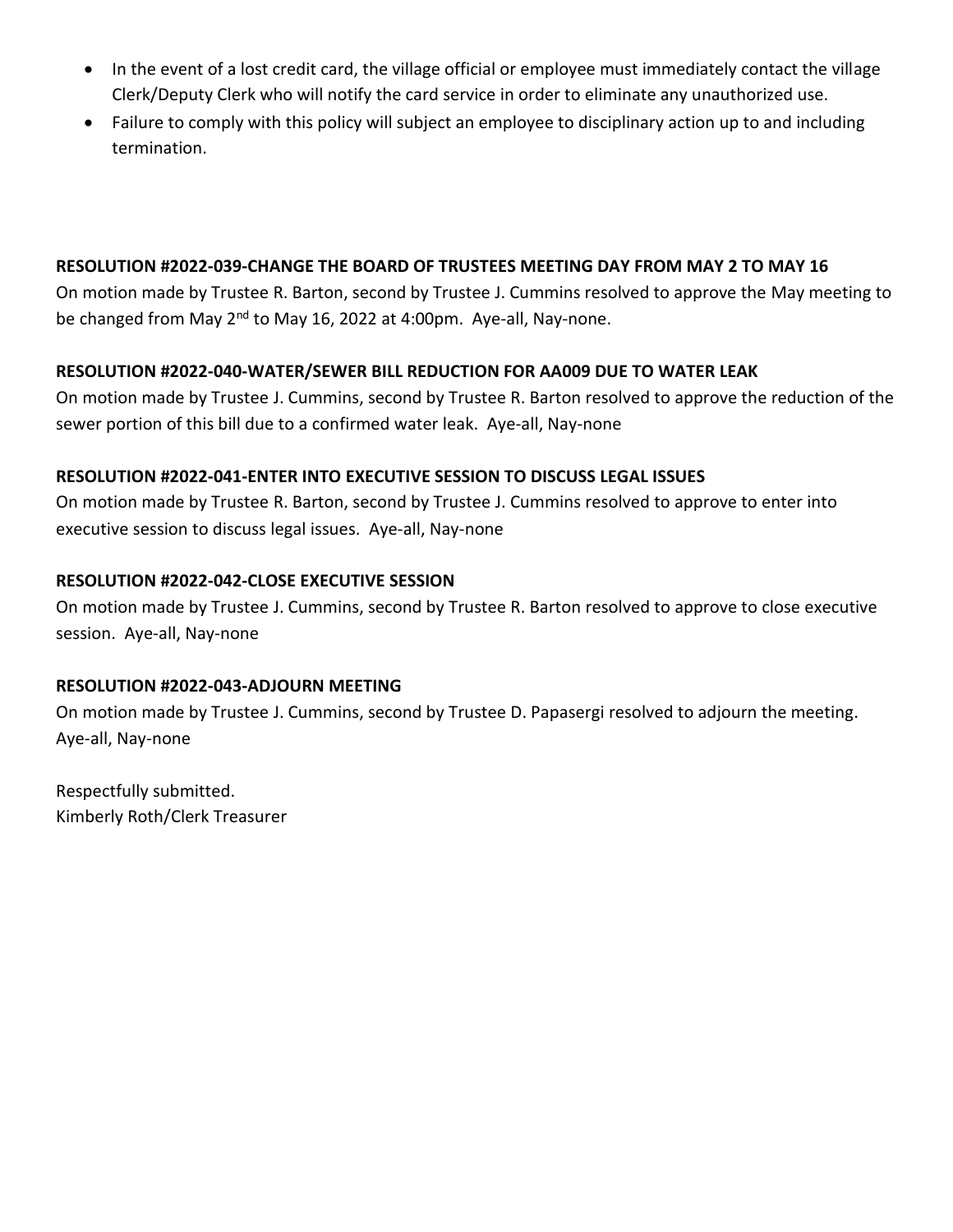- In the event of a lost credit card, the village official or employee must immediately contact the village Clerk/Deputy Clerk who will notify the card service in order to eliminate any unauthorized use.
- Failure to comply with this policy will subject an employee to disciplinary action up to and including termination.

**RESOLUTION #2022-039-CHANGE THE BOARD OF TRUSTEES MEETING DAY FROM MAY 2 TO MAY 16**
On motion made by Trustee R. Barton, second by Trustee J. Cummins resolved to approve the May meeting to be changed from May 2nd to May 16, 2022 at 4:00pm. Aye-all, Nay-none.

**RESOLUTION #2022-040-WATER/SEWER BILL REDUCTION FOR AA009 DUE TO WATER LEAK**
On motion made by Trustee J. Cummins, second by Trustee R. Barton resolved to approve the reduction of the sewer portion of this bill due to a confirmed water leak. Aye-all, Nay-none

**RESOLUTION #2022-041-ENTER INTO EXECUTIVE SESSION TO DISCUSS LEGAL ISSUES**
On motion made by Trustee R. Barton, second by Trustee J. Cummins resolved to approve to enter into executive session to discuss legal issues. Aye-all, Nay-none

**RESOLUTION #2022-042-CLOSE EXECUTIVE SESSION**
On motion made by Trustee J. Cummins, second by Trustee R. Barton resolved to approve to close executive session. Aye-all, Nay-none

**RESOLUTION #2022-043-ADJOURN MEETING**
On motion made by Trustee J. Cummins, second by Trustee D. Papasergi resolved to adjourn the meeting. Aye-all, Nay-none

Respectfully submitted.
Kimberly Roth/Clerk Treasurer